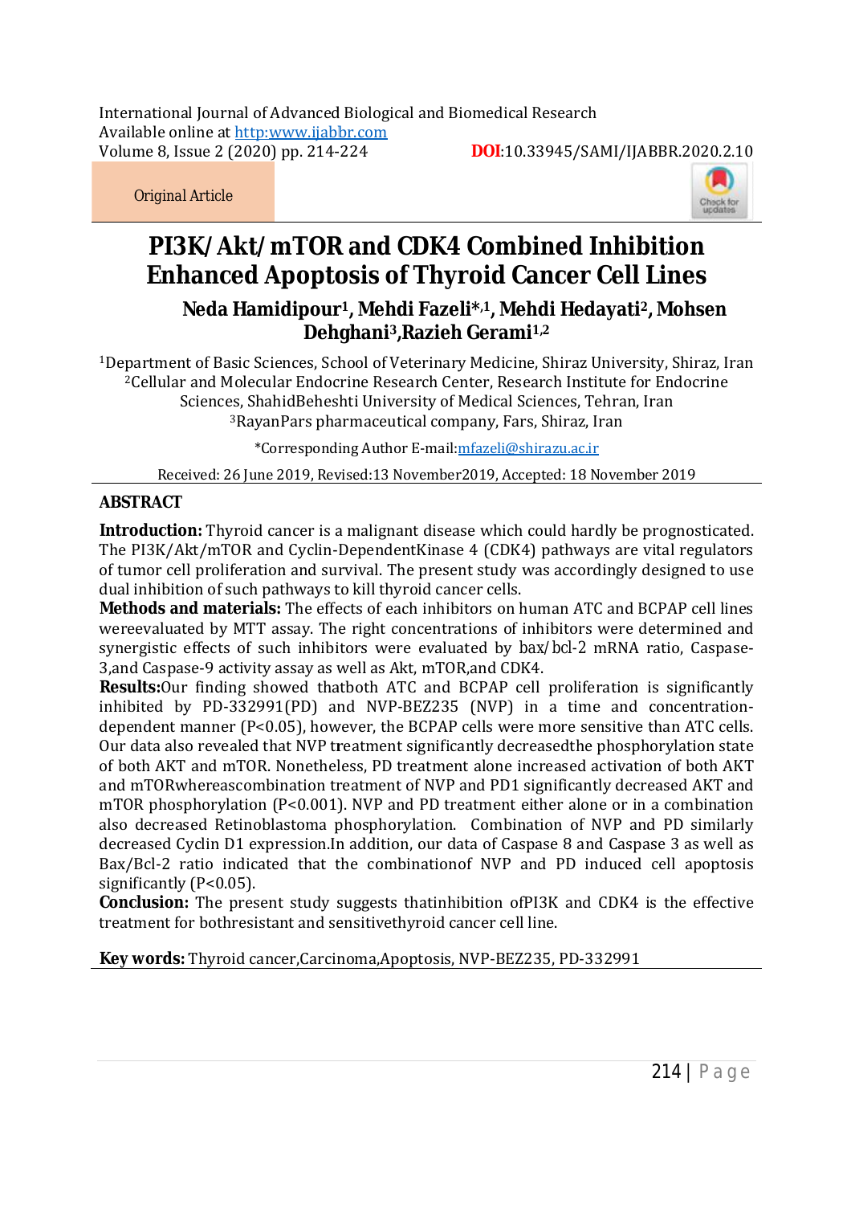International Journal of Advanced Biological and Biomedical Research
Available online at http:www.ijabbr.com
Volume 8, Issue 2 (2020) pp. 214-224 **DOI**:10.33945/SAMI/IJABBR.2020.2.10

Original Article

# PI3K/Akt/mTOR and CDK4 Combined Inhibition Enhanced Apoptosis of Thyroid Cancer Cell Lines

**Neda Hamidipour[1], Mehdi Fazeli*[,1], Mehdi Hedayati[2], Mohsen Dehghani[3], Razieh Gerami[1,2]**

[1]Department of Basic Sciences, School of Veterinary Medicine, Shiraz University, Shiraz, Iran
[2]Cellular and Molecular Endocrine Research Center, Research Institute for Endocrine Sciences, ShahidBeheshti University of Medical Sciences, Tehran, Iran
[3]RayanPars pharmaceutical company, Fars, Shiraz, Iran

*Corresponding Author E-mail:mfazeli@shirazu.ac.ir

Received: 26 June 2019, Revised:13 November2019, Accepted: 18 November 2019

## ABSTRACT

**Introduction:** Thyroid cancer is a malignant disease which could hardly be prognosticated. The PI3K/Akt/mTOR and Cyclin-DependentKinase 4 (CDK4) pathways are vital regulators of tumor cell proliferation and survival. The present study was accordingly designed to use dual inhibition of such pathways to kill thyroid cancer cells.

**Methods and materials:** The effects of each inhibitors on human ATC and BCPAP cell lines wereevaluated by MTT assay. The right concentrations of inhibitors were determined and synergistic effects of such inhibitors were evaluated by bax/bcl-2 mRNA ratio, Caspase-3,and Caspase-9 activity assay as well as Akt, mTOR,and CDK4.

**Results:**Our finding showed thatboth ATC and BCPAP cell proliferation is significantly inhibited by PD-332991(PD) and NVP-BEZ235 (NVP) in a time and concentration-dependent manner ($P<0.05$), however, the BCPAP cells were more sensitive than ATC cells. Our data also revealed that NVP treatment significantly decreasedthe phosphorylation state of both AKT and mTOR. Nonetheless, PD treatment alone increased activation of both AKT and mTORwhereascombination treatment of NVP and PD1 significantly decreased AKT and mTOR phosphorylation ($P<0.001$). NVP and PD treatment either alone or in a combination also decreased Retinoblastoma phosphorylation. Combination of NVP and PD similarly decreased Cyclin D1 expression.In addition, our data of Caspase 8 and Caspase 3 as well as Bax/Bcl-2 ratio indicated that the combinationof NVP and PD induced cell apoptosis significantly ($P<0.05$).

**Conclusion:** The present study suggests thatinhibition ofPI3K and CDK4 is the effective treatment for bothresistant and sensitivethyroid cancer cell line.

**Key words:** Thyroid cancer,Carcinoma,Apoptosis, NVP-BEZ235, PD-332991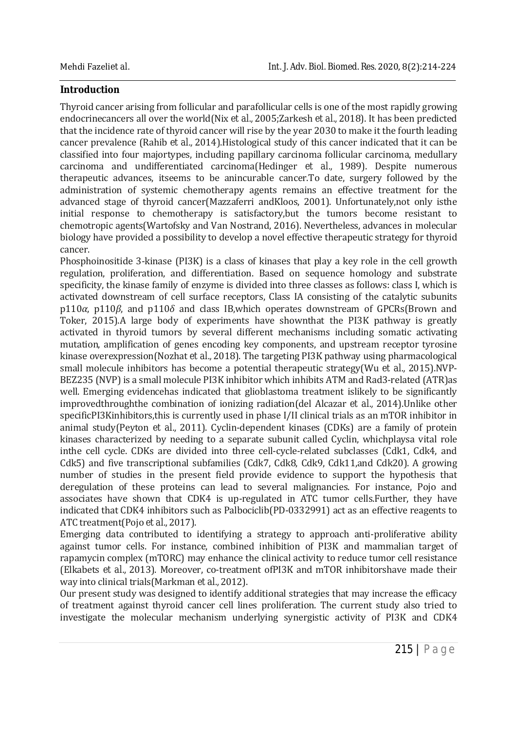## Introduction

Thyroid cancer arising from follicular and parafollicular cells is one of the most rapidly growing endocrinecancers all over the world(Nix et al., 2005;Zarkesh et al., 2018). It has been predicted that the incidence rate of thyroid cancer will rise by the year 2030 to make it the fourth leading cancer prevalence (Rahib et al., 2014).Histological study of this cancer indicated that it can be classified into four majortypes, including papillary carcinoma follicular carcinoma, medullary carcinoma and undifferentiated carcinoma(Hedinger et al., 1989). Despite numerous therapeutic advances, itseems to be anincurable cancer.To date, surgery followed by the administration of systemic chemotherapy agents remains an effective treatment for the advanced stage of thyroid cancer(Mazzaferri andKloos, 2001). Unfortunately,not only isthe initial response to chemotherapy is satisfactory,but the tumors become resistant to chemotropic agents(Wartofsky and Van Nostrand, 2016). Nevertheless, advances in molecular biology have provided a possibility to develop a novel effective therapeutic strategy for thyroid cancer.

Phosphoinositide 3-kinase (PI3K) is a class of kinases that play a key role in the cell growth regulation, proliferation, and differentiation. Based on sequence homology and substrate specificity, the kinase family of enzyme is divided into three classes as follows: class I, which is activated downstream of cell surface receptors, Class IA consisting of the catalytic subunits p110$\alpha$, p110$\beta$, and p110$\delta$ and class IB,which operates downstream of GPCRs(Brown and Toker, 2015).A large body of experiments have shownthat the PI3K pathway is greatly activated in thyroid tumors by several different mechanisms including somatic activating mutation, amplification of genes encoding key components, and upstream receptor tyrosine kinase overexpression(Nozhat et al., 2018). The targeting PI3K pathway using pharmacological small molecule inhibitors has become a potential therapeutic strategy(Wu et al., 2015).NVP-BEZ235 (NVP) is a small molecule PI3K inhibitor which inhibits ATM and Rad3-related (ATR)as well. Emerging evidencehas indicated that glioblastoma treatment islikely to be significantly improvedthroughthe combination of ionizing radiation(del Alcazar et al., 2014).Unlike other specificPI3Kinhibitors,this is currently used in phase I/II clinical trials as an mTOR inhibitor in animal study(Peyton et al., 2011). Cyclin-dependent kinases (CDKs) are a family of protein kinases characterized by needing to a separate subunit called Cyclin, whichplaysa vital role inthe cell cycle. CDKs are divided into three cell-cycle-related subclasses (Cdk1, Cdk4, and Cdk5) and five transcriptional subfamilies (Cdk7, Cdk8, Cdk9, Cdk11,and Cdk20). A growing number of studies in the present field provide evidence to support the hypothesis that deregulation of these proteins can lead to several malignancies. For instance, Pojo and associates have shown that CDK4 is up-regulated in ATC tumor cells.Further, they have indicated that CDK4 inhibitors such as Palbociclib(PD-0332991) act as an effective reagents to ATC treatment(Pojo et al., 2017).

Emerging data contributed to identifying a strategy to approach anti-proliferative ability against tumor cells. For instance, combined inhibition of PI3K and mammalian target of rapamycin complex (mTORC) may enhance the clinical activity to reduce tumor cell resistance (Elkabets et al., 2013). Moreover, co-treatment ofPI3K and mTOR inhibitorshave made their way into clinical trials(Markman et al., 2012).

Our present study was designed to identify additional strategies that may increase the efficacy of treatment against thyroid cancer cell lines proliferation. The current study also tried to investigate the molecular mechanism underlying synergistic activity of PI3K and CDK4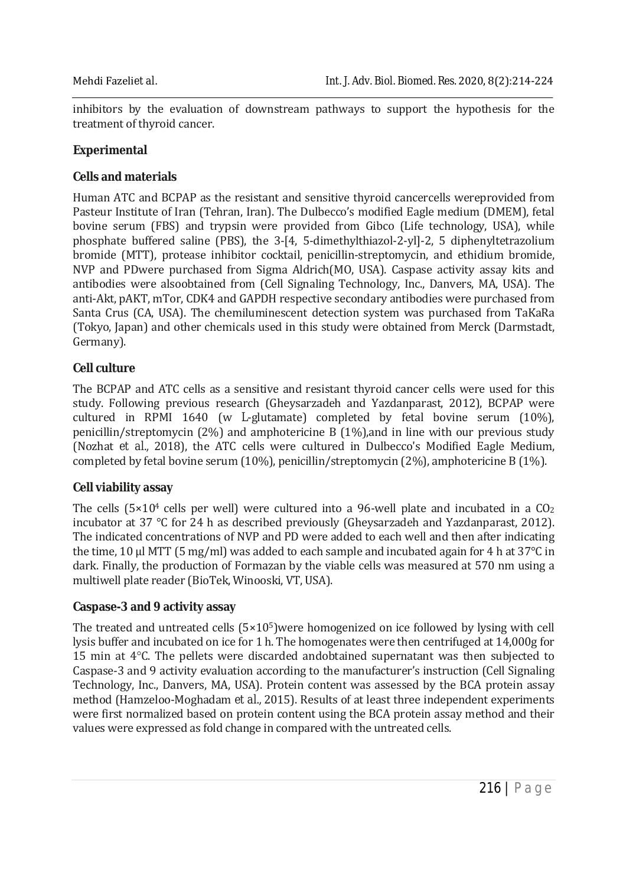inhibitors by the evaluation of downstream pathways to support the hypothesis for the treatment of thyroid cancer.

## Experimental

### Cells and materials

Human ATC and BCPAP as the resistant and sensitive thyroid cancercells wereprovided from Pasteur Institute of Iran (Tehran, Iran). The Dulbecco's modified Eagle medium (DMEM), fetal bovine serum (FBS) and trypsin were provided from Gibco (Life technology, USA), while phosphate buffered saline (PBS), the 3-[4, 5-dimethylthiazol-2-yl]-2, 5 diphenyltetrazolium bromide (MTT), protease inhibitor cocktail, penicillin-streptomycin, and ethidium bromide, NVP and PDwere purchased from Sigma Aldrich(MO, USA). Caspase activity assay kits and antibodies were alsoobtained from (Cell Signaling Technology, Inc., Danvers, MA, USA). The anti-Akt, pAKT, mTor, CDK4 and GAPDH respective secondary antibodies were purchased from Santa Crus (CA, USA). The chemiluminescent detection system was purchased from TaKaRa (Tokyo, Japan) and other chemicals used in this study were obtained from Merck (Darmstadt, Germany).

### Cell culture

The BCPAP and ATC cells as a sensitive and resistant thyroid cancer cells were used for this study. Following previous research (Gheysarzadeh and Yazdanparast, 2012), BCPAP were cultured in RPMI 1640 (w L-glutamate) completed by fetal bovine serum (10%), penicillin/streptomycin (2%) and amphotericine B (1%),and in line with our previous study (Nozhat *et al.*, 2018), the ATC cells were cultured in Dulbecco's Modified Eagle Medium, completed by fetal bovine serum (10%), penicillin/streptomycin (2%), amphotericine B (1%).

### Cell viability assay

The cells ($5×10^4$ cells per well) were cultured into a 96-well plate and incubated in a $CO_2$ incubator at 37 °C for 24 h as described previously (Gheysarzadeh and Yazdanparast, 2012). The indicated concentrations of NVP and PD were added to each well and then after indicating the time, 10 µl MTT (5 mg/ml) was added to each sample and incubated again for 4 h at 37°C in dark. Finally, the production of Formazan by the viable cells was measured at 570 nm using a multiwell plate reader (BioTek, Winooski, VT, USA).

### Caspase-3 and 9 activity assay

The treated and untreated cells ($5×10^5$)were homogenized on ice followed by lysing with cell lysis buffer and incubated on ice for 1 h. The homogenates were then centrifuged at 14,000g for 15 min at 4°C. The pellets were discarded andobtained supernatant was then subjected to Caspase-3 and 9 activity evaluation according to the manufacturer's instruction (Cell Signaling Technology, Inc., Danvers, MA, USA). Protein content was assessed by the BCA protein assay method (Hamzeloo-Moghadam *et al.*, 2015). Results of at least three independent experiments were first normalized based on protein content using the BCA protein assay method and their values were expressed as fold change in compared with the untreated cells.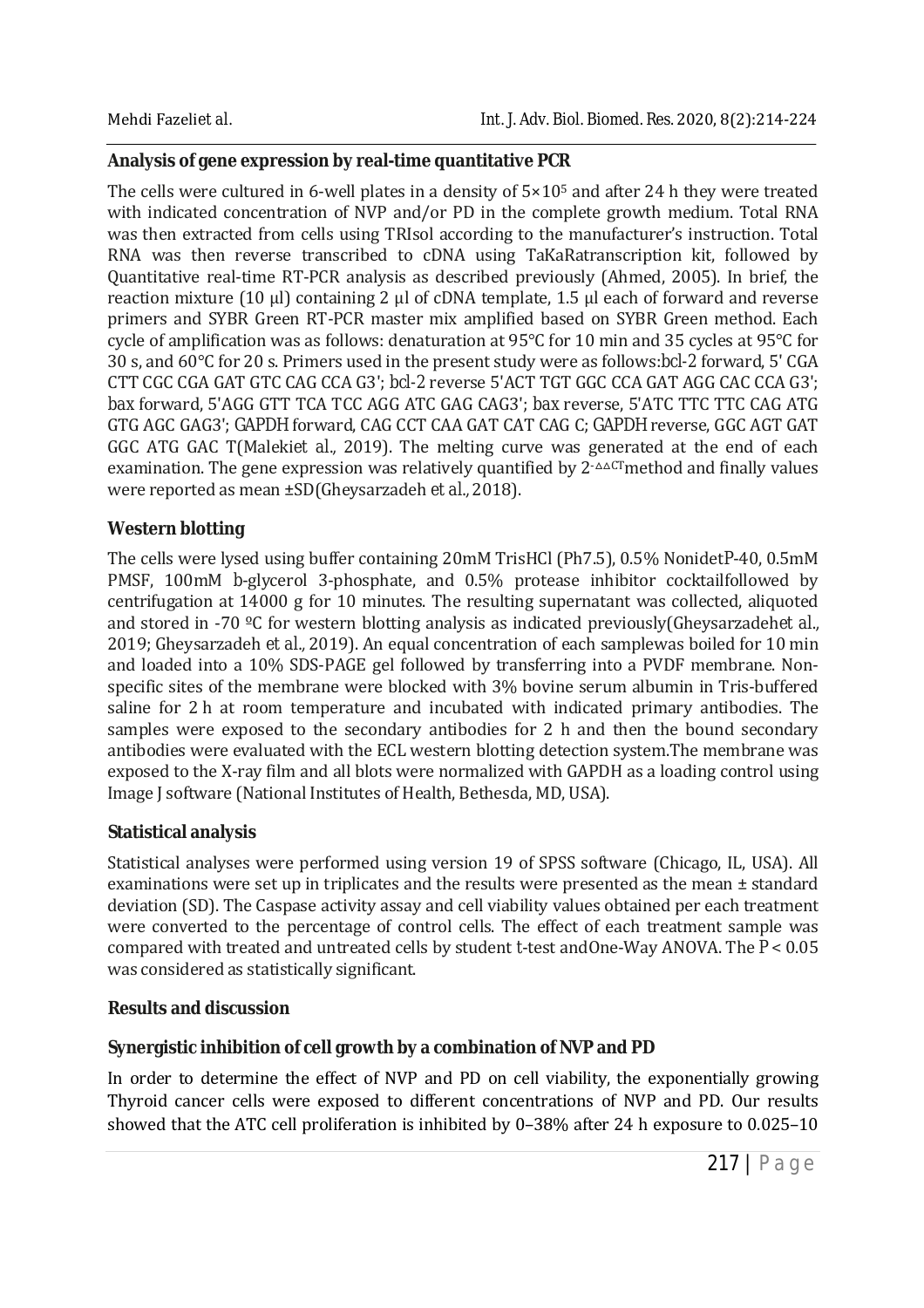### Analysis of gene expression by real-time quantitative PCR

The cells were cultured in 6-well plates in a density of $5\times10^5$ and after 24 h they were treated with indicated concentration of NVP and/or PD in the complete growth medium. Total RNA was then extracted from cells using TRIsol according to the manufacturer's instruction. Total RNA was then reverse transcribed to cDNA using TaKaRatranscription kit, followed by Quantitative real-time RT-PCR analysis as described previously (Ahmed, 2005). In brief, the reaction mixture (10 µl) containing 2 µl of cDNA template, 1.5 µl each of forward and reverse primers and SYBR Green RT-PCR master mix amplified based on SYBR Green method. Each cycle of amplification was as follows: denaturation at 95°C for 10 min and 35 cycles at 95°C for 30 s, and 60°C for 20 s. Primers used in the present study were as follows:*bcl-2* forward, 5' CGA CTT CGC CGA GAT GTC CAG CCA G3'; *bcl-2* reverse 5'ACT TGT GGC CCA GAT AGG CAC CCA G3'; *bax* forward, 5'AGG GTT TCA TCC AGG ATC GAG CAG3'; *bax* reverse, 5'ATC TTC TTC CAG ATG GTG AGC GAG3'; *GAPDH* forward, CAG CCT CAA GAT CAT CAG C; *GAPDH* reverse, GGC AGT GAT GGC ATG GAC T(Malekiet *al*., 2019). The melting curve was generated at the end of each examination. The gene expression was relatively quantified by $2^{-\Delta\Delta CT}$method and finally values were reported as mean ±SD(Gheysarzadeh *et al*., 2018).

### Western blotting

The cells were lysed using buffer containing 20mM TrisHCl (Ph7.5), 0.5% NonidetP-40, 0.5mM PMSF, 100mM b-glycerol 3-phosphate, and 0.5% protease inhibitor cocktailfollowed by centrifugation at 14000 g for 10 minutes. The resulting supernatant was collected, aliquoted and stored in -70 ºC for western blotting analysis as indicated previously(Gheysarzadeh*et al*., 2019; Gheysarzadeh *et al*., 2019). An equal concentration of each samplewas boiled for 10 min and loaded into a 10% SDS-PAGE gel followed by transferring into a PVDF membrane. Non-specific sites of the membrane were blocked with 3% bovine serum albumin in Tris-buffered saline for 2 h at room temperature and incubated with indicated primary antibodies. The samples were exposed to the secondary antibodies for 2 h and then the bound secondary antibodies were evaluated with the ECL western blotting detection system.The membrane was exposed to the X-ray film and all blots were normalized with GAPDH as a loading control using Image J software (National Institutes of Health, Bethesda, MD, USA).

### Statistical analysis

Statistical analyses were performed using version 19 of SPSS software (Chicago, IL, USA). All examinations were set up in triplicates and the results were presented as the mean ± standard deviation (SD). The Caspase activity assay and cell viability values obtained per each treatment were converted to the percentage of control cells. The effect of each treatment sample was compared with treated and untreated cells by student *t*-test andOne-Way ANOVA. The $P < 0.05$ was considered as statistically significant.

## Results and discussion

### Synergistic inhibition of cell growth by a combination of NVP and PD

In order to determine the effect of NVP and PD on cell viability, the exponentially growing Thyroid cancer cells were exposed to different concentrations of NVP and PD. Our results showed that the ATC cell proliferation is inhibited by 0–38% after 24 h exposure to 0.025–10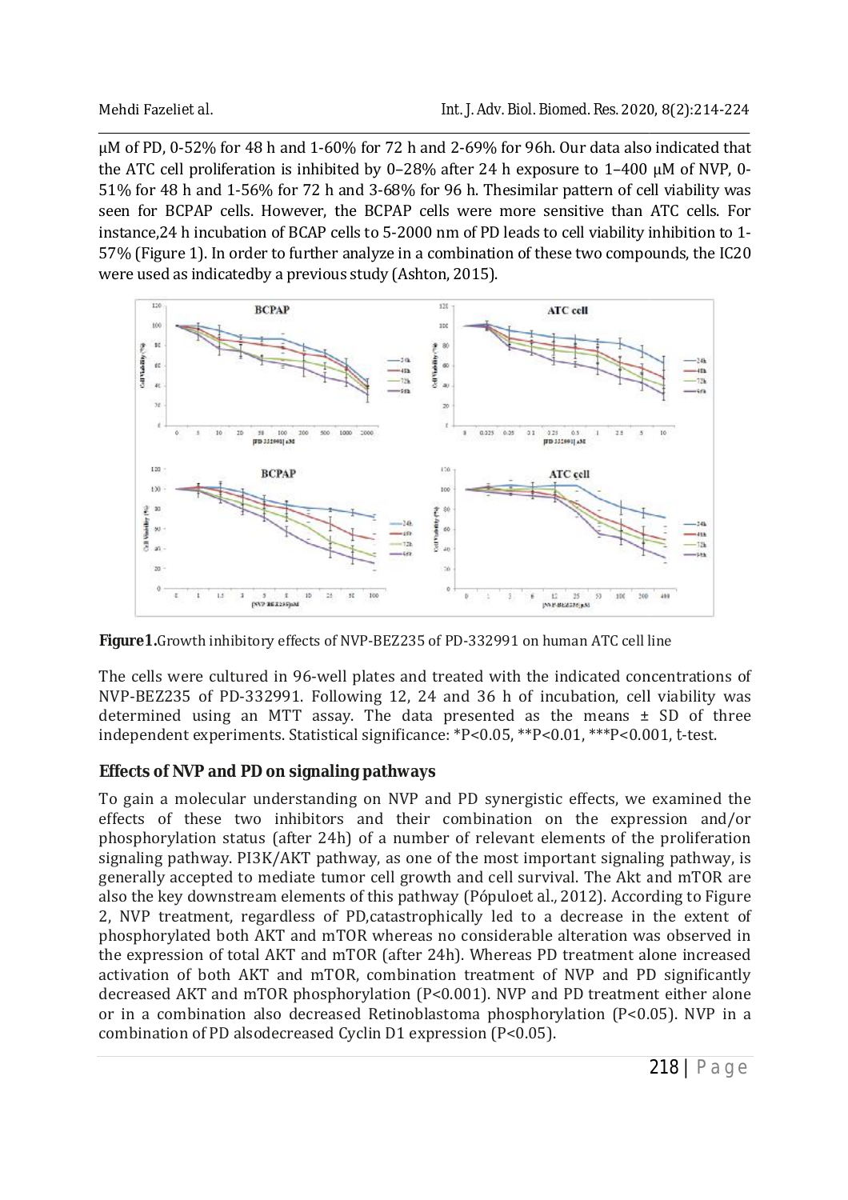μM of PD, 0-52% for 48 h and 1-60% for 72 h and 2-69% for 96h. Our data also indicated that the ATC cell proliferation is inhibited by 0–28% after 24 h exposure to 1–400 μM of NVP, 0-51% for 48 h and 1-56% for 72 h and 3-68% for 96 h. Thesimilar pattern of cell viability was seen for BCPAP cells. However, the BCPAP cells were more sensitive than ATC cells. For instance,24 h incubation of BCAP cells to 5-2000 nm of PD leads to cell viability inhibition to 1-57% (Figure 1). In order to further analyze in a combination of these two compounds, the IC20 were used as indicatedby a previous study (Ashton, 2015).

**Figure1.**Growth inhibitory effects of NVP-BEZ235 of PD-332991 on human ATC cell line

The cells were cultured in 96-well plates and treated with the indicated concentrations of NVP-BEZ235 of PD-332991. Following 12, 24 and 36 h of incubation, cell viability was determined using an MTT assay. The data presented as the means ± SD of three independent experiments. Statistical significance: *P<0.05, **P<0.01, ***P<0.001, t-test.

### Effects of NVP and PD on signaling pathways

To gain a molecular understanding on NVP and PD synergistic effects, we examined the effects of these two inhibitors and their combination on the expression and/or phosphorylation status (after 24h) of a number of relevant elements of the proliferation signaling pathway. PI3K/AKT pathway, as one of the most important signaling pathway, is generally accepted to mediate tumor cell growth and cell survival. The Akt and mTOR are also the key downstream elements of this pathway (Pópuloet al., 2012). According to Figure 2, NVP treatment, regardless of PD,catastrophically led to a decrease in the extent of phosphorylated both AKT and mTOR whereas no considerable alteration was observed in the expression of total AKT and mTOR (after 24h). Whereas PD treatment alone increased activation of both AKT and mTOR, combination treatment of NVP and PD significantly decreased AKT and mTOR phosphorylation (P<0.001). NVP and PD treatment either alone or in a combination also decreased Retinoblastoma phosphorylation (P<0.05). NVP in a combination of PD alsodecreased Cyclin D1 expression (P<0.05).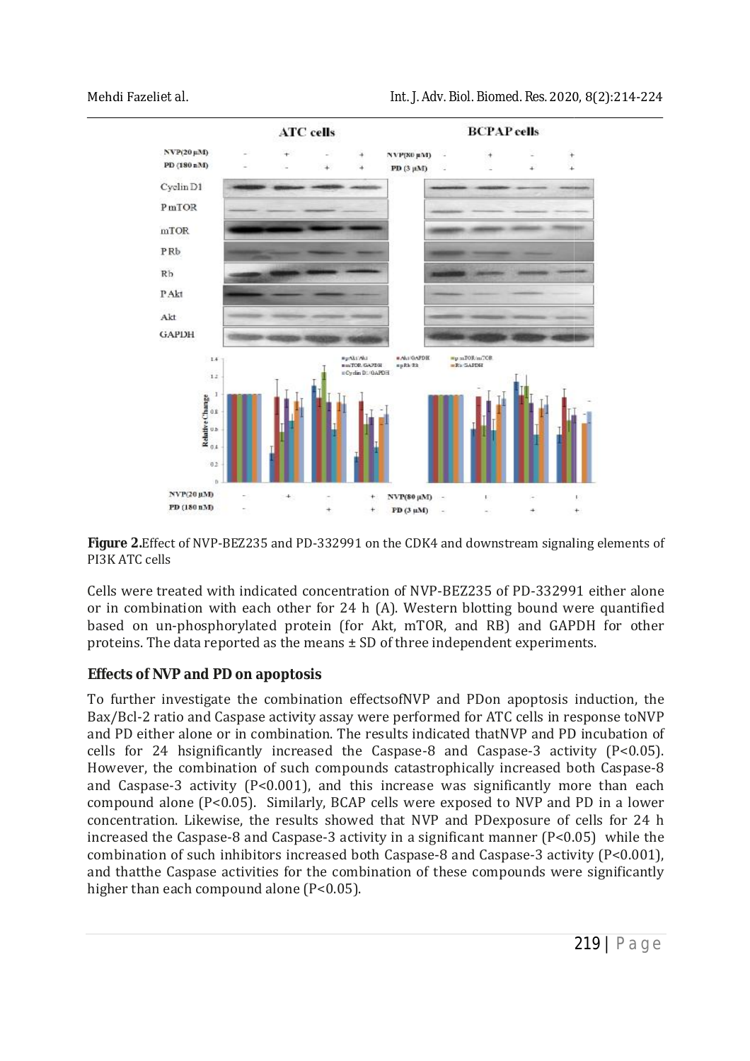**Figure 2.** Effect of NVP-BEZ235 and PD-332991 on the CDK4 and downstream signaling elements of PI3K ATC cells

Cells were treated with indicated concentration of NVP-BEZ235 of PD-332991 either alone or in combination with each other for 24 h (A). Western blotting bound were quantified based on un-phosphorylated protein (for Akt, mTOR, and RB) and GAPDH for other proteins. The data reported as the means ± SD of three independent experiments.

### Effects of NVP and PD on apoptosis

To further investigate the combination effectsofNVP and PDon apoptosis induction, the Bax/Bcl-2 ratio and Caspase activity assay were performed for ATC cells in response toNVP and PD either alone or in combination. The results indicated thatNVP and PD incubation of cells for 24 hsignificantly increased the Caspase-8 and Caspase-3 activity ($P<0.05$). However, the combination of such compounds catastrophically increased both Caspase-8 and Caspase-3 activity ($P<0.001$), and this increase was significantly more than each compound alone ($P<0.05$). Similarly, BCAP cells were exposed to NVP and PD in a lower concentration. Likewise, the results showed that NVP and PDexposure of cells for 24 h increased the Caspase-8 and Caspase-3 activity in a significant manner ($P<0.05$) while the combination of such inhibitors increased both Caspase-8 and Caspase-3 activity ($P<0.001$), and thatthe Caspase activities for the combination of these compounds were significantly higher than each compound alone ($P<0.05$).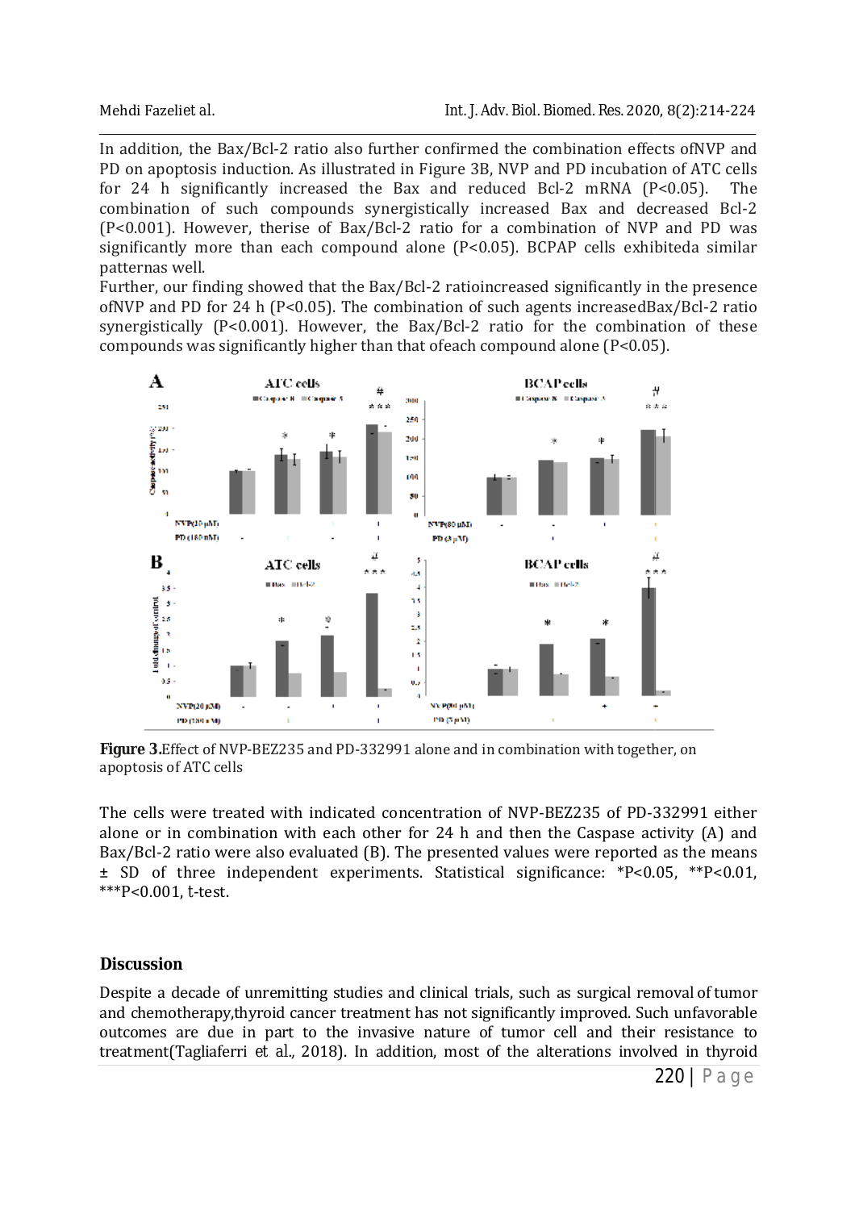In addition, the Bax/Bcl-2 ratio also further confirmed the combination effects ofNVP and PD on apoptosis induction. As illustrated in Figure 3B, NVP and PD incubation of ATC cells for 24 h significantly increased the Bax and reduced Bcl-2 mRNA ($P<0.05$). The combination of such compounds synergistically increased Bax and decreased Bcl-2 ($P<0.001$). However, therise of Bax/Bcl-2 ratio for a combination of NVP and PD was significantly more than each compound alone ($P<0.05$). BCPAP cells exhibiteda similar patternas well.

Further, our finding showed that the Bax/Bcl-2 ratioincreased significantly in the presence ofNVP and PD for 24 h ($P<0.05$). The combination of such agents increasedBax/Bcl-2 ratio synergistically ($P<0.001$). However, the Bax/Bcl-2 ratio for the combination of these compounds was significantly higher than that ofeach compound alone ($P<0.05$).

**Figure 3.**Effect of NVP-BEZ235 and PD-332991 alone and in combination with together, on apoptosis of ATC cells

The cells were treated with indicated concentration of NVP-BEZ235 of PD-332991 either alone or in combination with each other for 24 h and then the Caspase activity (A) and Bax/Bcl-2 ratio were also evaluated (B). The presented values were reported as the means ± SD of three independent experiments. Statistical significance: *P<0.05, **P<0.01, ***P<0.001, t-test.

## Discussion

Despite a decade of unremitting studies and clinical trials, such as surgical removal of tumor and chemotherapy,thyroid cancer treatment has not significantly improved. Such unfavorable outcomes are due in part to the invasive nature of tumor cell and their resistance to treatment(Tagliaferri *et al.*, 2018). In addition, most of the alterations involved in thyroid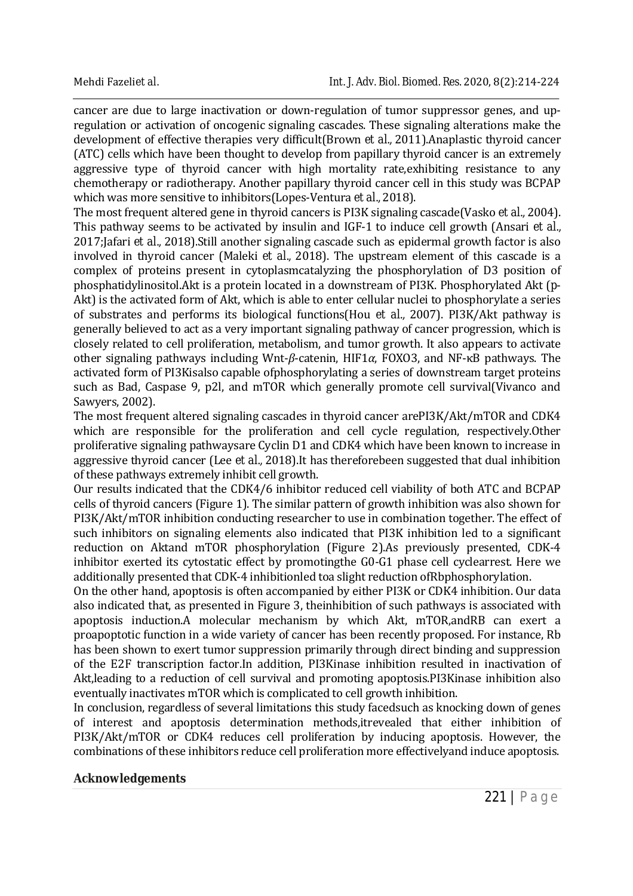cancer are due to large inactivation or down-regulation of tumor suppressor genes, and up-regulation or activation of oncogenic signaling cascades. These signaling alterations make the development of effective therapies very difficult(Brown et al., 2011).Anaplastic thyroid cancer (ATC) cells which have been thought to develop from papillary thyroid cancer is an extremely aggressive type of thyroid cancer with high mortality rate,exhibiting resistance to any chemotherapy or radiotherapy. Another papillary thyroid cancer cell in this study was BCPAP which was more sensitive to inhibitors(Lopes-Ventura et al., 2018).

The most frequent altered gene in thyroid cancers is PI3K signaling cascade(Vasko et al., 2004). This pathway seems to be activated by insulin and IGF-1 to induce cell growth (Ansari et al., 2017;Jafari et al., 2018).Still another signaling cascade such as epidermal growth factor is also involved in thyroid cancer (Maleki et al., 2018). The upstream element of this cascade is a complex of proteins present in cytoplasmcatalyzing the phosphorylation of D3 position of phosphatidylinositol.Akt is a protein located in a downstream of PI3K. Phosphorylated Akt (p-Akt) is the activated form of Akt, which is able to enter cellular nuclei to phosphorylate a series of substrates and performs its biological functions(Hou et al., 2007). PI3K/Akt pathway is generally believed to act as a very important signaling pathway of cancer progression, which is closely related to cell proliferation, metabolism, and tumor growth. It also appears to activate other signaling pathways including Wnt-$\beta$-catenin, HIF1$\alpha$, FOXO3, and NF-κB pathways. The activated form of PI3Kisalso capable ofphosphorylating a series of downstream target proteins such as Bad, Caspase 9, p2l, and mTOR which generally promote cell survival(Vivanco and Sawyers, 2002).

The most frequent altered signaling cascades in thyroid cancer arePI3K/Akt/mTOR and CDK4 which are responsible for the proliferation and cell cycle regulation, respectively.Other proliferative signaling pathwaysare Cyclin D1 and CDK4 which have been known to increase in aggressive thyroid cancer (Lee et al., 2018).It has thereforebeen suggested that dual inhibition of these pathways extremely inhibit cell growth.

Our results indicated that the CDK4/6 inhibitor reduced cell viability of both ATC and BCPAP cells of thyroid cancers (Figure 1). The similar pattern of growth inhibition was also shown for PI3K/Akt/mTOR inhibition conducting researcher to use in combination together. The effect of such inhibitors on signaling elements also indicated that PI3K inhibition led to a significant reduction on Aktand mTOR phosphorylation (Figure 2).As previously presented, CDK-4 inhibitor exerted its cytostatic effect by promotingthe G0-G1 phase cell cyclearrest. Here we additionally presented that CDK-4 inhibitionled toa slight reduction ofRbphosphorylation.

On the other hand, apoptosis is often accompanied by either PI3K or CDK4 inhibition. Our data also indicated that, as presented in Figure 3, theinhibition of such pathways is associated with apoptosis induction.A molecular mechanism by which Akt, mTOR,andRB can exert a proapoptotic function in a wide variety of cancer has been recently proposed. For instance, Rb has been shown to exert tumor suppression primarily through direct binding and suppression of the E2F transcription factor.In addition, PI3Kinase inhibition resulted in inactivation of Akt,leading to a reduction of cell survival and promoting apoptosis.PI3Kinase inhibition also eventually inactivates mTOR which is complicated to cell growth inhibition.

In conclusion, regardless of several limitations this study facedsuch as knocking down of genes of interest and apoptosis determination methods,itrevealed that either inhibition of PI3K/Akt/mTOR or CDK4 reduces cell proliferation by inducing apoptosis. However, the combinations of these inhibitors reduce cell proliferation more effectivelyand induce apoptosis.

**Acknowledgements**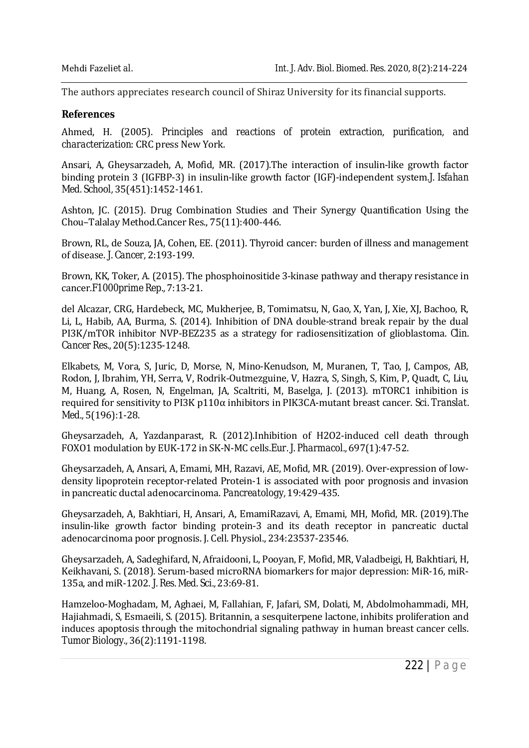The authors appreciates research council of Shiraz University for its financial supports.

## References

Ahmed, H. (2005). *Principles and reactions of protein extraction, purification, and characterization*: CRC press New York.

Ansari, A, Gheysarzadeh, A, Mofid, MR. (2017).The interaction of insulin-like growth factor binding protein 3 (IGFBP-3) in insulin-like growth factor (IGF)-independent system.J. *Isfahan Med. School*, 35(451):1452-1461.

Ashton, JC. (2015). Drug Combination Studies and Their Synergy Quantification Using the Chou–Talalay Method.Cancer Res., 75(11):400-446.

Brown, RL, de Souza, JA, Cohen, EE. (2011). Thyroid cancer: burden of illness and management of disease. *J. Cancer*, 2:193-199.

Brown, KK, Toker, A. (2015). The phosphoinositide 3-kinase pathway and therapy resistance in cancer.*F1000prime Rep.*, 7:13-21.

del Alcazar, CRG, Hardebeck, MC, Mukherjee, B, Tomimatsu, N, Gao, X, Yan, J, Xie, XJ, Bachoo, R, Li, L, Habib, AA, Burma, S. (2014). Inhibition of DNA double-strand break repair by the dual PI3K/mTOR inhibitor NVP-BEZ235 as a strategy for radiosensitization of glioblastoma. *Clin. Cancer Res.*, 20(5):1235-1248.

Elkabets, M, Vora, S, Juric, D, Morse, N, Mino-Kenudson, M, Muranen, T, Tao, J, Campos, AB, Rodon, J, Ibrahim, YH, Serra, V, Rodrik-Outmezguine, V, Hazra, S, Singh, S, Kim, P, Quadt, C, Liu, M, Huang, A, Rosen, N, Engelman, JA, Scaltriti, M, Baselga, J. (2013). mTORC1 inhibition is required for sensitivity to PI3K p110α inhibitors in PIK3CA-mutant breast cancer. *Sci. Translat. Med.*, 5(196):1-28.

Gheysarzadeh, A, Yazdanparast, R. (2012).Inhibition of H2O2-induced cell death through FOXO1 modulation by EUK-172 in SK-N-MC cells.*Eur. J. Pharmacol.*, 697(1):47-52.

Gheysarzadeh, A, Ansari, A, Emami, MH, Razavi, AE, Mofid, MR. (2019). Over-expression of low-density lipoprotein receptor-related Protein-1 is associated with poor prognosis and invasion in pancreatic ductal adenocarcinoma. *Pancreatology*, 19:429-435.

Gheysarzadeh, A, Bakhtiari, H, Ansari, A, EmamiRazavi, A, Emami, MH, Mofid, MR. (2019).The insulin-like growth factor binding protein-3 and its death receptor in pancreatic ductal adenocarcinoma poor prognosis. J. Cell. Physiol., 234:23537-23546.

Gheysarzadeh, A, Sadeghifard, N, Afraidooni, L, Pooyan, F, Mofid, MR, Valadbeigi, H, Bakhtiari, H, Keikhavani, S. (2018). Serum-based microRNA biomarkers for major depression: MiR-16, miR-135a, and miR-1202. *J. Res. Med. Sci.*, 23:69-81.

Hamzeloo-Moghadam, M, Aghaei, M, Fallahian, F, Jafari, SM, Dolati, M, Abdolmohammadi, MH, Hajiahmadi, S, Esmaeili, S. (2015). Britannin, a sesquiterpene lactone, inhibits proliferation and induces apoptosis through the mitochondrial signaling pathway in human breast cancer cells. *Tumor Biology.*, 36(2):1191-1198.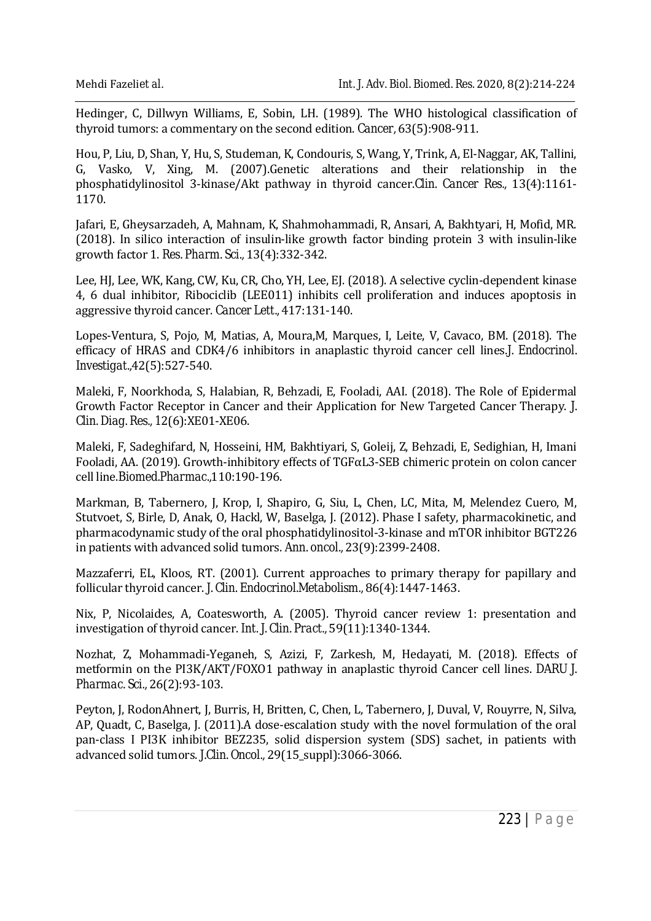Hedinger, C, Dillwyn Williams, E, Sobin, LH. (1989). The WHO histological classification of thyroid tumors: a commentary on the second edition. *Cancer*, 63(5):908-911.

Hou, P, Liu, D, Shan, Y, Hu, S, Studeman, K, Condouris, S, Wang, Y, Trink, A, El-Naggar, AK, Tallini, G, Vasko, V, Xing, M. (2007).Genetic alterations and their relationship in the phosphatidylinositol 3-kinase/Akt pathway in thyroid cancer.*Clin. Cancer Res.*, 13(4):1161-1170.

Jafari, E, Gheysarzadeh, A, Mahnam, K, Shahmohammadi, R, Ansari, A, Bakhtyari, H, Mofid, MR. (2018). In silico interaction of insulin-like growth factor binding protein 3 with insulin-like growth factor 1. *Res. Pharm. Sci.*, 13(4):332-342.

Lee, HJ, Lee, WK, Kang, CW, Ku, CR, Cho, YH, Lee, EJ. (2018). A selective cyclin-dependent kinase 4, 6 dual inhibitor, Ribociclib (LEE011) inhibits cell proliferation and induces apoptosis in aggressive thyroid cancer. *Cancer Lett.*, 417:131-140.

Lopes-Ventura, S, Pojo, M, Matias, A, Moura,M, Marques, I, Leite, V, Cavaco, BM. (2018). The efficacy of HRAS and CDK4/6 inhibitors in anaplastic thyroid cancer cell lines.*J. Endocrinol. Investigat.*,42(5):527-540.

Maleki, F, Noorkhoda, S, Halabian, R, Behzadi, E, Fooladi, AAI. (2018). The Role of Epidermal Growth Factor Receptor in Cancer and their Application for New Targeted Cancer Therapy. *J. Clin. Diag. Res.*, 12(6):XE01-XE06.

Maleki, F, Sadeghifard, N, Hosseini, HM, Bakhtiyari, S, Goleij, Z, Behzadi, E, Sedighian, H, Imani Fooladi, AA. (2019). Growth-inhibitory effects of TGFαL3-SEB chimeric protein on colon cancer cell line.*Biomed.Pharmac.*,110:190-196.

Markman, B, Tabernero, J, Krop, I, Shapiro, G, Siu, L, Chen, LC, Mita, M, Melendez Cuero, M, Stutvoet, S, Birle, D, Anak, O, Hackl, W, Baselga, J. (2012). Phase I safety, pharmacokinetic, and pharmacodynamic study of the oral phosphatidylinositol-3-kinase and mTOR inhibitor BGT226 in patients with advanced solid tumors. *Ann. oncol.*, 23(9):2399-2408.

Mazzaferri, EL, Kloos, RT. (2001). Current approaches to primary therapy for papillary and follicular thyroid cancer. *J. Clin. Endocrinol.Metabolism.*, 86(4):1447-1463.

Nix, P, Nicolaides, A, Coatesworth, A. (2005). Thyroid cancer review 1: presentation and investigation of thyroid cancer. *Int. J. Clin. Pract.*, 59(11):1340-1344.

Nozhat, Z, Mohammadi-Yeganeh, S, Azizi, F, Zarkesh, M, Hedayati, M. (2018). Effects of metformin on the PI3K/AKT/FOXO1 pathway in anaplastic thyroid Cancer cell lines. *DARU J. Pharmac. Sci.*, 26(2):93-103.

Peyton, J, RodonAhnert, J, Burris, H, Britten, C, Chen, L, Tabernero, J, Duval, V, Rouyrre, N, Silva, AP, Quadt, C, Baselga, J. (2011).A dose-escalation study with the novel formulation of the oral pan-class I PI3K inhibitor BEZ235, solid dispersion system (SDS) sachet, in patients with advanced solid tumors. *J.Clin. Oncol.*, 29(15_suppl):3066-3066.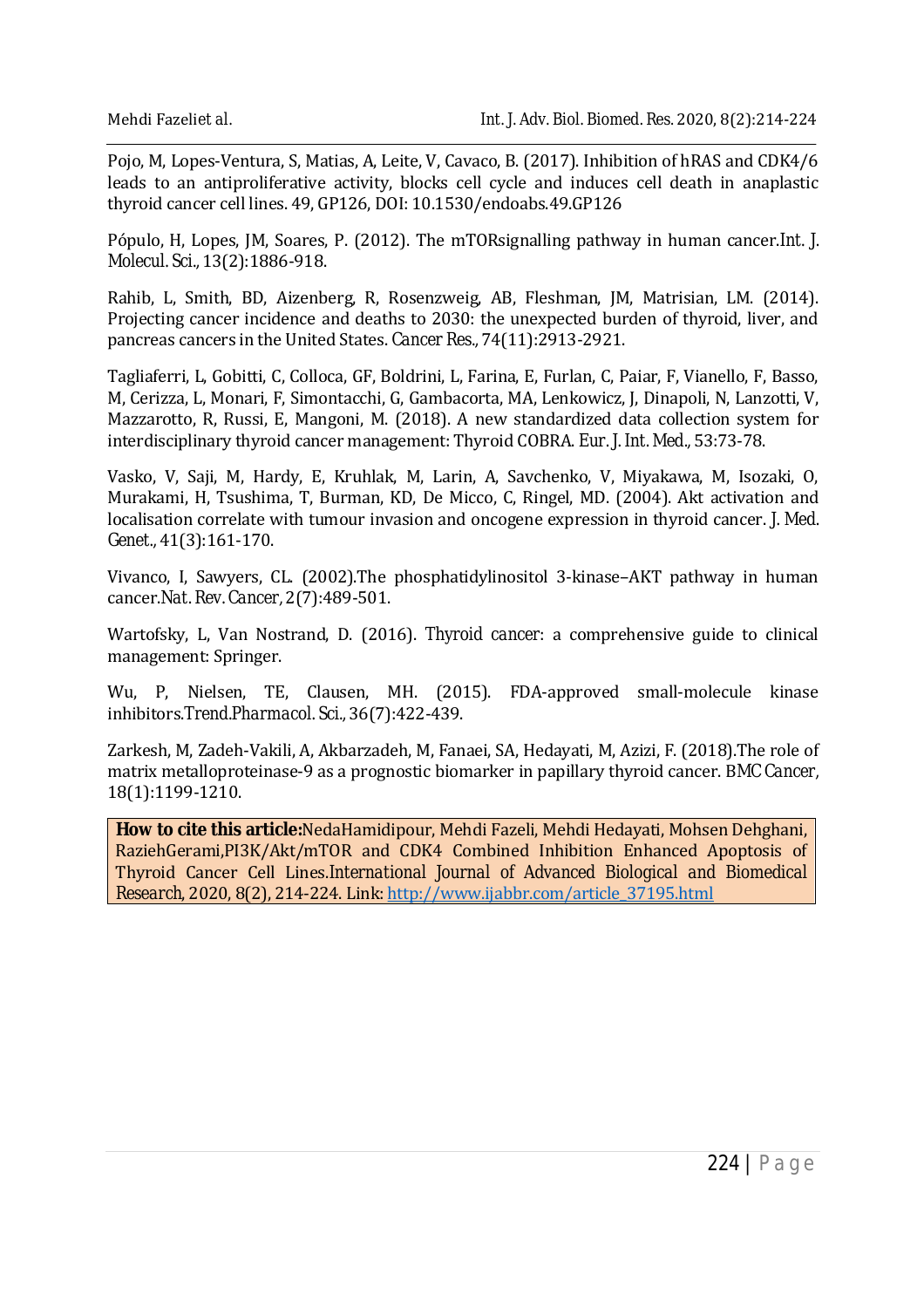Pojo, M, Lopes-Ventura, S, Matias, A, Leite, V, Cavaco, B. (2017). Inhibition of hRAS and CDK4/6 leads to an antiproliferative activity, blocks cell cycle and induces cell death in anaplastic thyroid cancer cell lines. 49, GP126, DOI: 10.1530/endoabs.49.GP126

Pópulo, H, Lopes, JM, Soares, P. (2012). The mTORsignalling pathway in human cancer.*Int. J. Molecul. Sci.,* 13(2):1886-918.

Rahib, L, Smith, BD, Aizenberg, R, Rosenzweig, AB, Fleshman, JM, Matrisian, LM. (2014). Projecting cancer incidence and deaths to 2030: the unexpected burden of thyroid, liver, and pancreas cancers in the United States. *Cancer Res.,* 74(11):2913-2921.

Tagliaferri, L, Gobitti, C, Colloca, GF, Boldrini, L, Farina, E, Furlan, C, Paiar, F, Vianello, F, Basso, M, Cerizza, L, Monari, F, Simontacchi, G, Gambacorta, MA, Lenkowicz, J, Dinapoli, N, Lanzotti, V, Mazzarotto, R, Russi, E, Mangoni, M. (2018). A new standardized data collection system for interdisciplinary thyroid cancer management: Thyroid COBRA. *Eur. J. Int. Med.,* 53:73-78.

Vasko, V, Saji, M, Hardy, E, Kruhlak, M, Larin, A, Savchenko, V, Miyakawa, M, Isozaki, O, Murakami, H, Tsushima, T, Burman, KD, De Micco, C, Ringel, MD. (2004). Akt activation and localisation correlate with tumour invasion and oncogene expression in thyroid cancer. *J. Med. Genet.,* 41(3):161-170.

Vivanco, I, Sawyers, CL. (2002).The phosphatidylinositol 3-kinase–AKT pathway in human cancer.*Nat. Rev. Cancer,* 2(7):489-501.

Wartofsky, L, Van Nostrand, D. (2016). *Thyroid cancer*: a comprehensive guide to clinical management: Springer.

Wu, P, Nielsen, TE, Clausen, MH. (2015). FDA-approved small-molecule kinase inhibitors.*Trend.Pharmacol. Sci.,* 36(7):422-439.

Zarkesh, M, Zadeh-Vakili, A, Akbarzadeh, M, Fanaei, SA, Hedayati, M, Azizi, F. (2018).The role of matrix metalloproteinase-9 as a prognostic biomarker in papillary thyroid cancer. *BMC Cancer,* 18(1):1199-1210.

**How to cite this article:**NedaHamidipour, Mehdi Fazeli, Mehdi Hedayati, Mohsen Dehghani, RaziehGerami,PI3K/Akt/mTOR and CDK4 Combined Inhibition Enhanced Apoptosis of Thyroid Cancer Cell Lines.*International Journal of Advanced Biological and Biomedical Research*, 2020, 8(2), 214-224. Link: http://www.ijabbr.com/article_37195.html